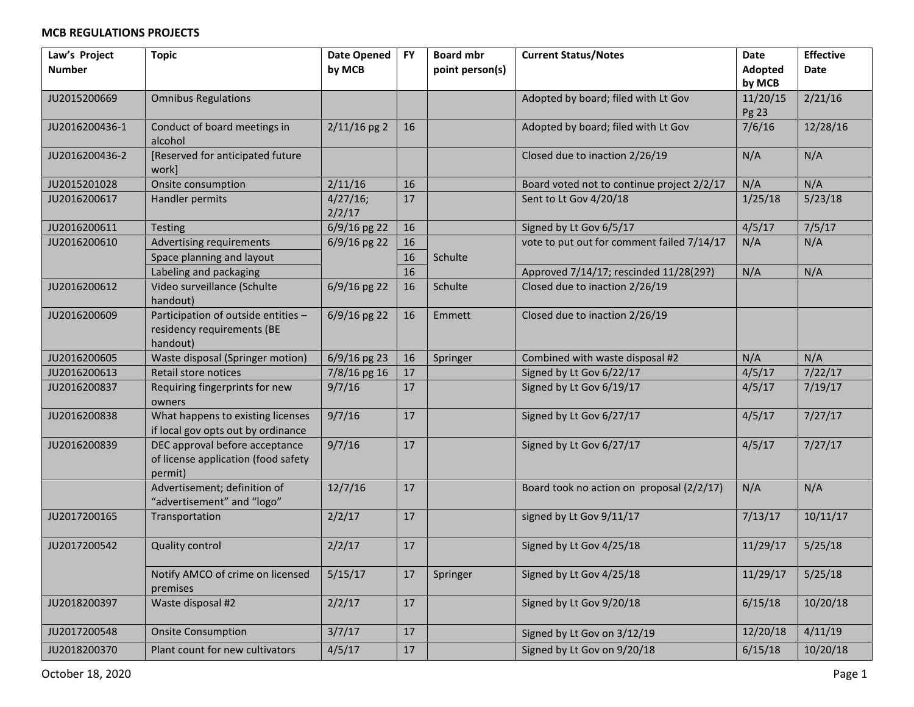**MCB REGULATIONS PROJECTS**

| Law's Project Number | Topic | Date Opened by MCB | FY | Board mbr point person(s) | Current Status/Notes | Date Adopted by MCB | Effective Date |
|---|---|---|---|---|---|---|---|
| JU2015200669 | Omnibus Regulations | | | | Adopted by board; filed with Lt Gov | 11/20/15 Pg 23 | 2/21/16 |
| JU2016200436-1 | Conduct of board meetings in alcohol | 2/11/16 pg 2 | 16 | | Adopted by board; filed with Lt Gov | 7/6/16 | 12/28/16 |
| JU2016200436-2 | [Reserved for anticipated future work] | | | | Closed due to inaction 2/26/19 | N/A | N/A |
| JU2015201028 | Onsite consumption | 2/11/16 | 16 | | Board voted not to continue project 2/2/17 | N/A | N/A |
| JU2016200617 | Handler permits | 4/27/16; 2/2/17 | 17 | | Sent to Lt Gov 4/20/18 | 1/25/18 | 5/23/18 |
| JU2016200611 | Testing | 6/9/16 pg 22 | 16 | | Signed by Lt Gov 6/5/17 | 4/5/17 | 7/5/17 |
| JU2016200610 | Advertising requirements | 6/9/16 pg 22 | 16 | | vote to put out for comment failed 7/14/17 | N/A | N/A |
| | Space planning and layout | | 16 | Schulte | | | |
| | Labeling and packaging | | 16 | | Approved 7/14/17; rescinded 11/28(29?) | N/A | N/A |
| JU2016200612 | Video surveillance (Schulte handout) | 6/9/16 pg 22 | 16 | Schulte | Closed due to inaction 2/26/19 | | |
| JU2016200609 | Participation of outside entities – residency requirements (BE handout) | 6/9/16 pg 22 | 16 | Emmett | Closed due to inaction 2/26/19 | | |
| JU2016200605 | Waste disposal (Springer motion) | 6/9/16 pg 23 | 16 | Springer | Combined with waste disposal #2 | N/A | N/A |
| JU2016200613 | Retail store notices | 7/8/16 pg 16 | 17 | | Signed by Lt Gov 6/22/17 | 4/5/17 | 7/22/17 |
| JU2016200837 | Requiring fingerprints for new owners | 9/7/16 | 17 | | Signed by Lt Gov 6/19/17 | 4/5/17 | 7/19/17 |
| JU2016200838 | What happens to existing licenses if local gov opts out by ordinance | 9/7/16 | 17 | | Signed by Lt Gov 6/27/17 | 4/5/17 | 7/27/17 |
| JU2016200839 | DEC approval before acceptance of license application (food safety permit) | 9/7/16 | 17 | | Signed by Lt Gov 6/27/17 | 4/5/17 | 7/27/17 |
| | Advertisement; definition of "advertisement" and "logo" | 12/7/16 | 17 | | Board took no action on proposal (2/2/17) | N/A | N/A |
| JU2017200165 | Transportation | 2/2/17 | 17 | | signed by Lt Gov 9/11/17 | 7/13/17 | 10/11/17 |
| JU2017200542 | Quality control | 2/2/17 | 17 | | Signed by Lt Gov 4/25/18 | 11/29/17 | 5/25/18 |
| | Notify AMCO of crime on licensed premises | 5/15/17 | 17 | Springer | Signed by Lt Gov 4/25/18 | 11/29/17 | 5/25/18 |
| JU2018200397 | Waste disposal #2 | 2/2/17 | 17 | | Signed by Lt Gov 9/20/18 | 6/15/18 | 10/20/18 |
| JU2017200548 | Onsite Consumption | 3/7/17 | 17 | | Signed by Lt Gov on 3/12/19 | 12/20/18 | 4/11/19 |
| JU2018200370 | Plant count for new cultivators | 4/5/17 | 17 | | Signed by Lt Gov on 9/20/18 | 6/15/18 | 10/20/18 |

October 18, 2020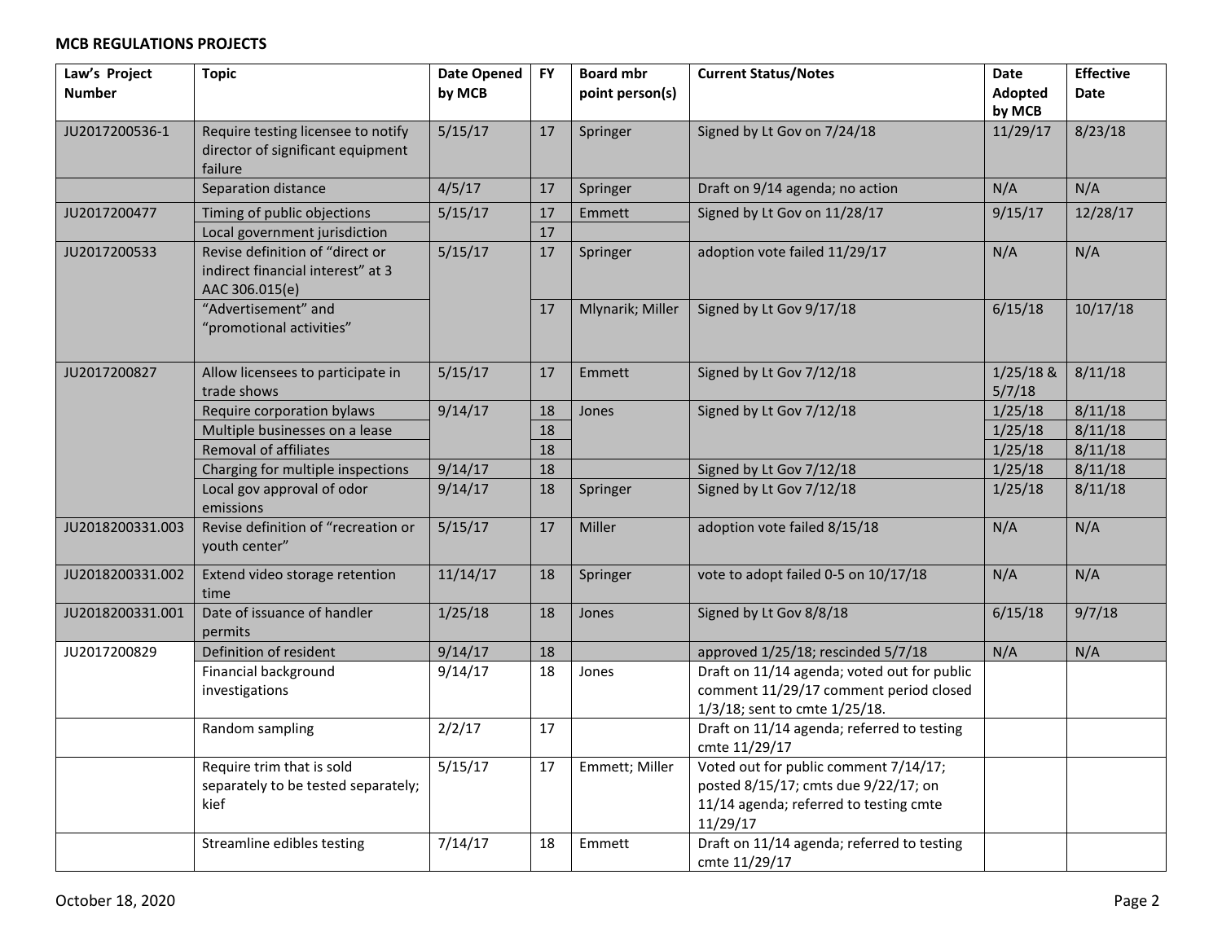**MCB REGULATIONS PROJECTS**

| Law's Project Number | Topic | Date Opened by MCB | FY | Board mbr point person(s) | Current Status/Notes | Date Adopted by MCB | Effective Date |
|---|---|---|---|---|---|---|---|
| JU2017200536-1 | Require testing licensee to notify director of significant equipment failure | 5/15/17 | 17 | Springer | Signed by Lt Gov on 7/24/18 | 11/29/17 | 8/23/18 |
| | Separation distance | 4/5/17 | 17 | Springer | Draft on 9/14 agenda; no action | N/A | N/A |
| JU2017200477 | Timing of public objections | 5/15/17 | 17 | Emmett | Signed by Lt Gov on 11/28/17 | 9/15/17 | 12/28/17 |
| | Local government jurisdiction | | 17 | | | | |
| JU2017200533 | Revise definition of "direct or indirect financial interest" at 3 AAC 306.015(e) | 5/15/17 | 17 | Springer | adoption vote failed 11/29/17 | N/A | N/A |
| | "Advertisement" and "promotional activities" | | 17 | Mlynarik; Miller | Signed by Lt Gov 9/17/18 | 6/15/18 | 10/17/18 |
| JU2017200827 | Allow licensees to participate in trade shows | 5/15/17 | 17 | Emmett | Signed by Lt Gov 7/12/18 | 1/25/18 & 5/7/18 | 8/11/18 |
| | Require corporation bylaws | 9/14/17 | 18 | Jones | Signed by Lt Gov 7/12/18 | 1/25/18 | 8/11/18 |
| | Multiple businesses on a lease | | 18 | | | 1/25/18 | 8/11/18 |
| | Removal of affiliates | | 18 | | | 1/25/18 | 8/11/18 |
| | Charging for multiple inspections | 9/14/17 | 18 | | Signed by Lt Gov 7/12/18 | 1/25/18 | 8/11/18 |
| | Local gov approval of odor emissions | 9/14/17 | 18 | Springer | Signed by Lt Gov 7/12/18 | 1/25/18 | 8/11/18 |
| JU2018200331.003 | Revise definition of "recreation or youth center" | 5/15/17 | 17 | Miller | adoption vote failed 8/15/18 | N/A | N/A |
| JU2018200331.002 | Extend video storage retention time | 11/14/17 | 18 | Springer | vote to adopt failed 0-5 on 10/17/18 | N/A | N/A |
| JU2018200331.001 | Date of issuance of handler permits | 1/25/18 | 18 | Jones | Signed by Lt Gov 8/8/18 | 6/15/18 | 9/7/18 |
| JU2017200829 | Definition of resident | 9/14/17 | 18 | | approved 1/25/18; rescinded 5/7/18 | N/A | N/A |
| | Financial background investigations | 9/14/17 | 18 | Jones | Draft on 11/14 agenda; voted out for public comment 11/29/17 comment period closed 1/3/18; sent to cmte 1/25/18. | | |
| | Random sampling | 2/2/17 | 17 | | Draft on 11/14 agenda; referred to testing cmte 11/29/17 | | |
| | Require trim that is sold separately to be tested separately; kief | 5/15/17 | 17 | Emmett; Miller | Voted out for public comment 7/14/17; posted 8/15/17; cmts due 9/22/17; on 11/14 agenda; referred to testing cmte 11/29/17 | | |
| | Streamline edibles testing | 7/14/17 | 18 | Emmett | Draft on 11/14 agenda; referred to testing cmte 11/29/17 | | |

October 18, 2020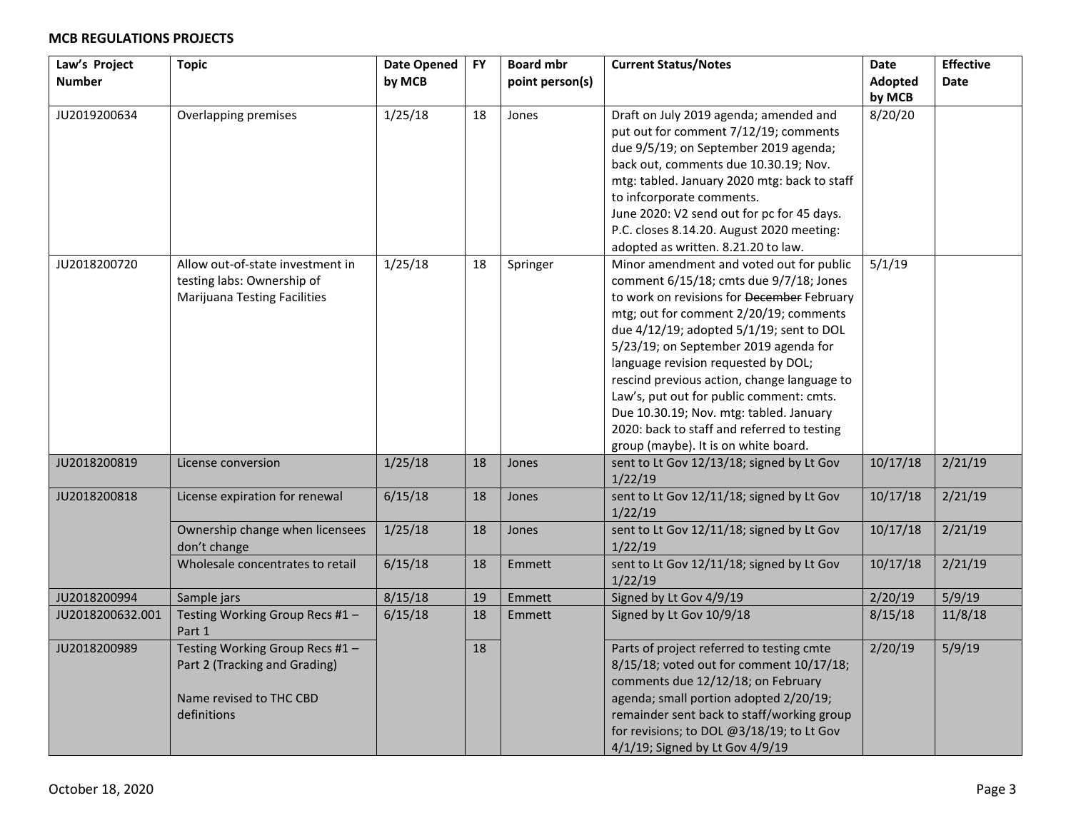**MCB REGULATIONS PROJECTS**

| Law's Project Number | Topic | Date Opened by MCB | FY | Board mbr point person(s) | Current Status/Notes | Date Adopted by MCB | Effective Date |
|---|---|---|---|---|---|---|---|
| JU2019200634 | Overlapping premises | 1/25/18 | 18 | Jones | Draft on July 2019 agenda; amended and put out for comment 7/12/19; comments due 9/5/19; on September 2019 agenda; back out, comments due 10.30.19; Nov. mtg: tabled. January 2020 mtg: back to staff to infcorporate comments. June 2020: V2 send out for pc for 45 days. P.C. closes 8.14.20. August 2020 meeting: adopted as written. 8.21.20 to law. | 8/20/20 | |
| JU2018200720 | Allow out-of-state investment in testing labs: Ownership of Marijuana Testing Facilities | 1/25/18 | 18 | Springer | Minor amendment and voted out for public comment 6/15/18; cmts due 9/7/18; Jones to work on revisions for ~~December~~ February mtg; out for comment 2/20/19; comments due 4/12/19; adopted 5/1/19; sent to DOL 5/23/19; on September 2019 agenda for language revision requested by DOL; rescind previous action, change language to Law's, put out for public comment: cmts. Due 10.30.19; Nov. mtg: tabled. January 2020: back to staff and referred to testing group (maybe). It is on white board. | 5/1/19 | |
| JU2018200819 | License conversion | 1/25/18 | 18 | Jones | sent to Lt Gov 12/13/18; signed by Lt Gov 1/22/19 | 10/17/18 | 2/21/19 |
| JU2018200818 | License expiration for renewal | 6/15/18 | 18 | Jones | sent to Lt Gov 12/11/18; signed by Lt Gov 1/22/19 | 10/17/18 | 2/21/19 |
| | Ownership change when licensees don't change | 1/25/18 | 18 | Jones | sent to Lt Gov 12/11/18; signed by Lt Gov 1/22/19 | 10/17/18 | 2/21/19 |
| | Wholesale concentrates to retail | 6/15/18 | 18 | Emmett | sent to Lt Gov 12/11/18; signed by Lt Gov 1/22/19 | 10/17/18 | 2/21/19 |
| JU2018200994 | Sample jars | 8/15/18 | 19 | Emmett | Signed by Lt Gov 4/9/19 | 2/20/19 | 5/9/19 |
| JU2018200632.001 | Testing Working Group Recs #1 – Part 1 | 6/15/18 | 18 | Emmett | Signed by Lt Gov 10/9/18 | 8/15/18 | 11/8/18 |
| JU2018200989 | Testing Working Group Recs #1 – Part 2 (Tracking and Grading)<br><br>Name revised to THC CBD definitions | | 18 | | Parts of project referred to testing cmte 8/15/18; voted out for comment 10/17/18; comments due 12/12/18; on February agenda; small portion adopted 2/20/19; remainder sent back to staff/working group for revisions; to DOL @3/18/19; to Lt Gov 4/1/19; Signed by Lt Gov 4/9/19 | 2/20/19 | 5/9/19 |

October 18, 2020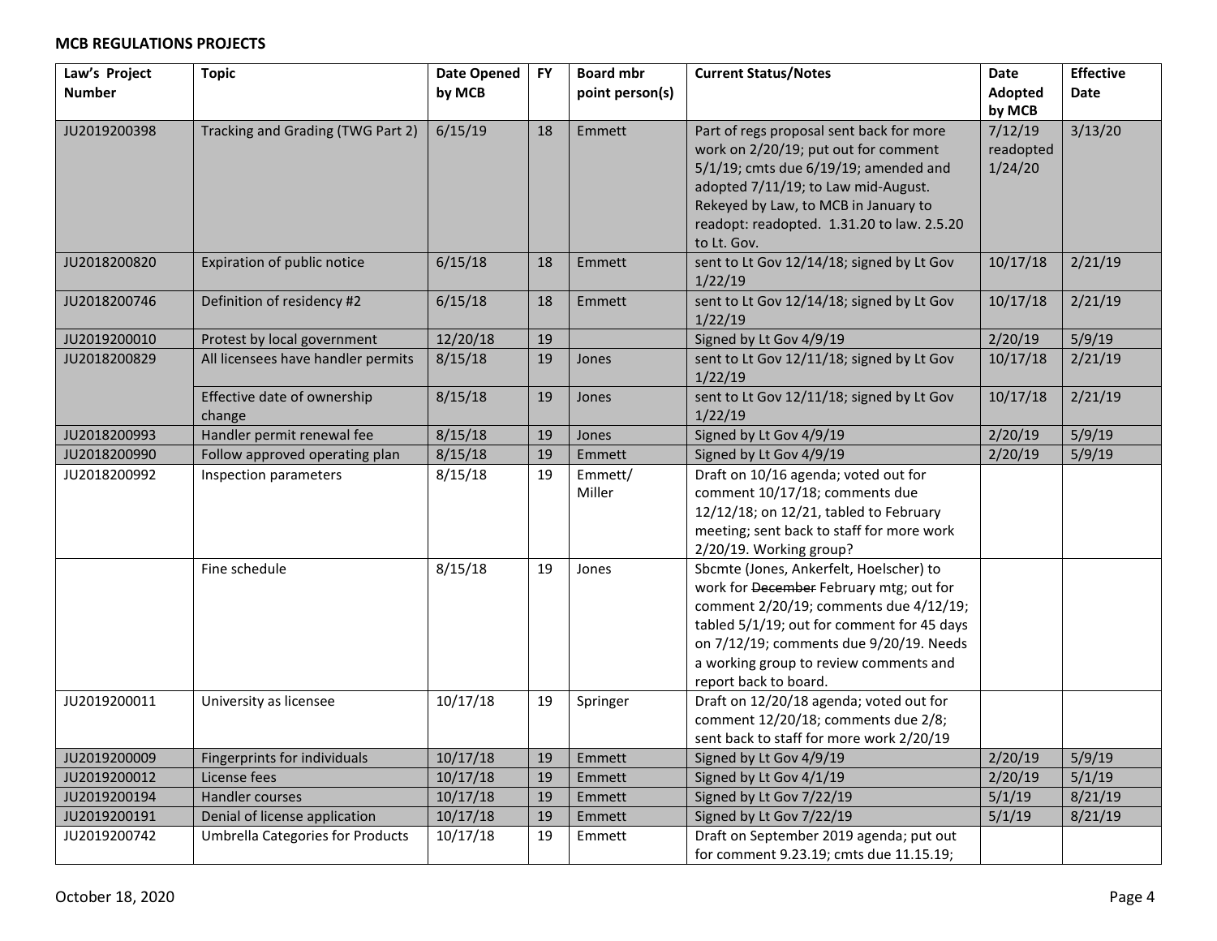**MCB REGULATIONS PROJECTS**

| Law's Project Number | Topic | Date Opened by MCB | FY | Board mbr point person(s) | Current Status/Notes | Date Adopted by MCB | Effective Date |
|---|---|---|---|---|---|---|---|
| JU2019200398 | Tracking and Grading (TWG Part 2) | 6/15/19 | 18 | Emmett | Part of regs proposal sent back for more work on 2/20/19; put out for comment 5/1/19; cmts due 6/19/19; amended and adopted 7/11/19; to Law mid-August. Rekeyed by Law, to MCB in January to readopt: readopted. 1.31.20 to law. 2.5.20 to Lt. Gov. | 7/12/19 readopted 1/24/20 | 3/13/20 |
| JU2018200820 | Expiration of public notice | 6/15/18 | 18 | Emmett | sent to Lt Gov 12/14/18; signed by Lt Gov 1/22/19 | 10/17/18 | 2/21/19 |
| JU2018200746 | Definition of residency #2 | 6/15/18 | 18 | Emmett | sent to Lt Gov 12/14/18; signed by Lt Gov 1/22/19 | 10/17/18 | 2/21/19 |
| JU2019200010 | Protest by local government | 12/20/18 | 19 | | Signed by Lt Gov 4/9/19 | 2/20/19 | 5/9/19 |
| JU2018200829 | All licensees have handler permits | 8/15/18 | 19 | Jones | sent to Lt Gov 12/11/18; signed by Lt Gov 1/22/19 | 10/17/18 | 2/21/19 |
| | Effective date of ownership change | 8/15/18 | 19 | Jones | sent to Lt Gov 12/11/18; signed by Lt Gov 1/22/19 | 10/17/18 | 2/21/19 |
| JU2018200993 | Handler permit renewal fee | 8/15/18 | 19 | Jones | Signed by Lt Gov 4/9/19 | 2/20/19 | 5/9/19 |
| JU2018200990 | Follow approved operating plan | 8/15/18 | 19 | Emmett | Signed by Lt Gov 4/9/19 | 2/20/19 | 5/9/19 |
| JU2018200992 | Inspection parameters | 8/15/18 | 19 | Emmett/ Miller | Draft on 10/16 agenda; voted out for comment 10/17/18; comments due 12/12/18; on 12/21, tabled to February meeting; sent back to staff for more work 2/20/19. Working group? | | |
| | Fine schedule | 8/15/18 | 19 | Jones | Sbcmte (Jones, Ankerfelt, Hoelscher) to work for ~~December~~ February mtg; out for comment 2/20/19; comments due 4/12/19; tabled 5/1/19; out for comment for 45 days on 7/12/19; comments due 9/20/19. Needs a working group to review comments and report back to board. | | |
| JU2019200011 | University as licensee | 10/17/18 | 19 | Springer | Draft on 12/20/18 agenda; voted out for comment 12/20/18; comments due 2/8; sent back to staff for more work 2/20/19 | | |
| JU2019200009 | Fingerprints for individuals | 10/17/18 | 19 | Emmett | Signed by Lt Gov 4/9/19 | 2/20/19 | 5/9/19 |
| JU2019200012 | License fees | 10/17/18 | 19 | Emmett | Signed by Lt Gov 4/1/19 | 2/20/19 | 5/1/19 |
| JU2019200194 | Handler courses | 10/17/18 | 19 | Emmett | Signed by Lt Gov 7/22/19 | 5/1/19 | 8/21/19 |
| JU2019200191 | Denial of license application | 10/17/18 | 19 | Emmett | Signed by Lt Gov 7/22/19 | 5/1/19 | 8/21/19 |
| JU2019200742 | Umbrella Categories for Products | 10/17/18 | 19 | Emmett | Draft on September 2019 agenda; put out for comment 9.23.19; cmts due 11.15.19; | | |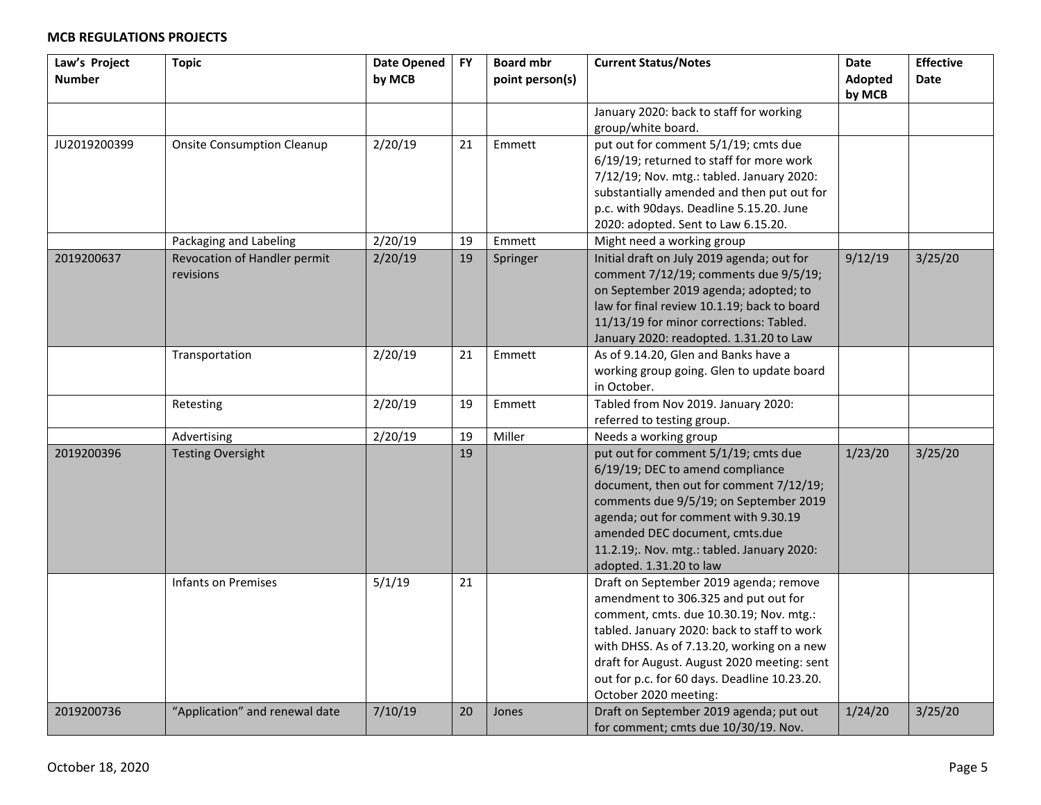**MCB REGULATIONS PROJECTS**

| Law's Project Number | Topic | Date Opened by MCB | FY | Board mbr point person(s) | Current Status/Notes | Date Adopted by MCB | Effective Date |
|---|---|---|---|---|---|---|---|
| | | | | | January 2020: back to staff for working group/white board. | | |
| JU2019200399 | Onsite Consumption Cleanup | 2/20/19 | 21 | Emmett | put out for comment 5/1/19; cmts due 6/19/19; returned to staff for more work 7/12/19; Nov. mtg.: tabled. January 2020: substantially amended and then put out for p.c. with 90days. Deadline 5.15.20. June 2020: adopted. Sent to Law 6.15.20. | | |
| | Packaging and Labeling | 2/20/19 | 19 | Emmett | Might need a working group | | |
| 2019200637 | Revocation of Handler permit revisions | 2/20/19 | 19 | Springer | Initial draft on July 2019 agenda; out for comment 7/12/19; comments due 9/5/19; on September 2019 agenda; adopted; to law for final review 10.1.19; back to board 11/13/19 for minor corrections: Tabled. January 2020: readopted. 1.31.20 to Law | 9/12/19 | 3/25/20 |
| | Transportation | 2/20/19 | 21 | Emmett | As of 9.14.20, Glen and Banks have a working group going. Glen to update board in October. | | |
| | Retesting | 2/20/19 | 19 | Emmett | Tabled from Nov 2019. January 2020: referred to testing group. | | |
| | Advertising | 2/20/19 | 19 | Miller | Needs a working group | | |
| 2019200396 | Testing Oversight | | 19 | | put out for comment 5/1/19; cmts due 6/19/19; DEC to amend compliance document, then out for comment 7/12/19; comments due 9/5/19; on September 2019 agenda; out for comment with 9.30.19 amended DEC document, cmts.due 11.2.19;. Nov. mtg.: tabled. January 2020: adopted. 1.31.20 to law | 1/23/20 | 3/25/20 |
| | Infants on Premises | 5/1/19 | 21 | | Draft on September 2019 agenda; remove amendment to 306.325 and put out for comment, cmts. due 10.30.19; Nov. mtg.: tabled. January 2020: back to staff to work with DHSS. As of 7.13.20, working on a new draft for August. August 2020 meeting: sent out for p.c. for 60 days. Deadline 10.23.20. October 2020 meeting: | | |
| 2019200736 | "Application" and renewal date | 7/10/19 | 20 | Jones | Draft on September 2019 agenda; put out for comment; cmts due 10/30/19. Nov. | 1/24/20 | 3/25/20 |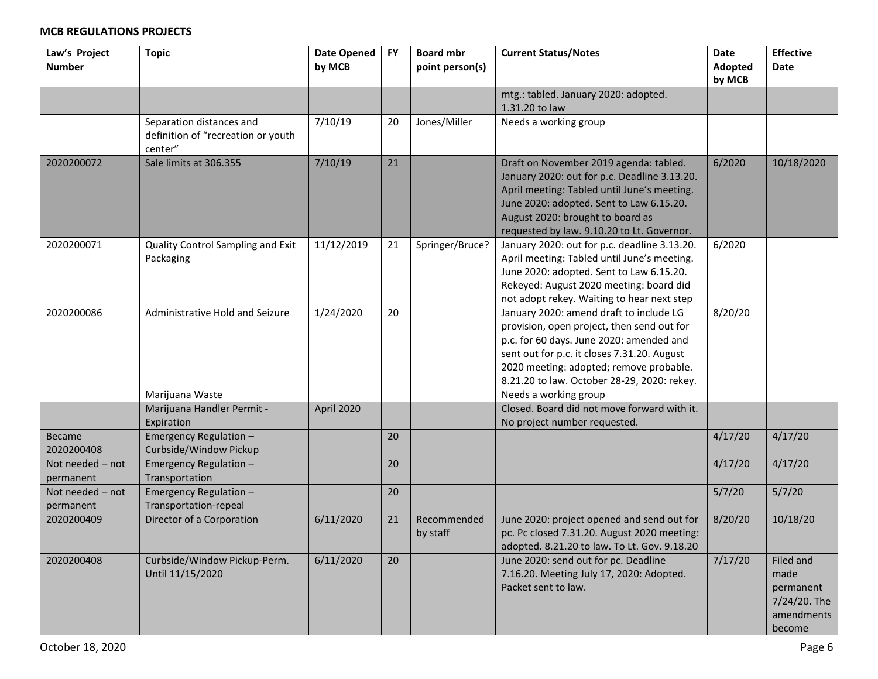**MCB REGULATIONS PROJECTS**

| Law's Project Number | Topic | Date Opened by MCB | FY | Board mbr point person(s) | Current Status/Notes | Date Adopted by MCB | Effective Date |
|---|---|---|---|---|---|---|---|
| | | | | | mtg.: tabled. January 2020: adopted. 1.31.20 to law | | |
| | Separation distances and definition of "recreation or youth center" | 7/10/19 | 20 | Jones/Miller | Needs a working group | | |
| 2020200072 | Sale limits at 306.355 | 7/10/19 | 21 | | Draft on November 2019 agenda: tabled. January 2020: out for p.c. Deadline 3.13.20. April meeting: Tabled until June's meeting. June 2020: adopted. Sent to Law 6.15.20. August 2020: brought to board as requested by law. 9.10.20 to Lt. Governor. | 6/2020 | 10/18/2020 |
| 2020200071 | Quality Control Sampling and Exit Packaging | 11/12/2019 | 21 | Springer/Bruce? | January 2020: out for p.c. deadline 3.13.20. April meeting: Tabled until June's meeting. June 2020: adopted. Sent to Law 6.15.20. Rekeyed: August 2020 meeting: board did not adopt rekey. Waiting to hear next step | 6/2020 | |
| 2020200086 | Administrative Hold and Seizure | 1/24/2020 | 20 | | January 2020: amend draft to include LG provision, open project, then send out for p.c. for 60 days. June 2020: amended and sent out for p.c. it closes 7.31.20. August 2020 meeting: adopted; remove probable. 8.21.20 to law. October 28-29, 2020: rekey. | 8/20/20 | |
| | Marijuana Waste | | | | Needs a working group | | |
| | Marijuana Handler Permit - Expiration | April 2020 | | | Closed. Board did not move forward with it. No project number requested. | | |
| Became 2020200408 | Emergency Regulation – Curbside/Window Pickup | | 20 | | | 4/17/20 | 4/17/20 |
| Not needed – not permanent | Emergency Regulation – Transportation | | 20 | | | 4/17/20 | 4/17/20 |
| Not needed – not permanent | Emergency Regulation – Transportation-repeal | | 20 | | | 5/7/20 | 5/7/20 |
| 2020200409 | Director of a Corporation | 6/11/2020 | 21 | Recommended by staff | June 2020: project opened and send out for pc. Pc closed 7.31.20. August 2020 meeting: adopted. 8.21.20 to law. To Lt. Gov. 9.18.20 | 8/20/20 | 10/18/20 |
| 2020200408 | Curbside/Window Pickup-Perm. Until 11/15/2020 | 6/11/2020 | 20 | | June 2020: send out for pc. Deadline 7.16.20. Meeting July 17, 2020: Adopted. Packet sent to law. | 7/17/20 | Filed and made permanent 7/24/20. The amendments become |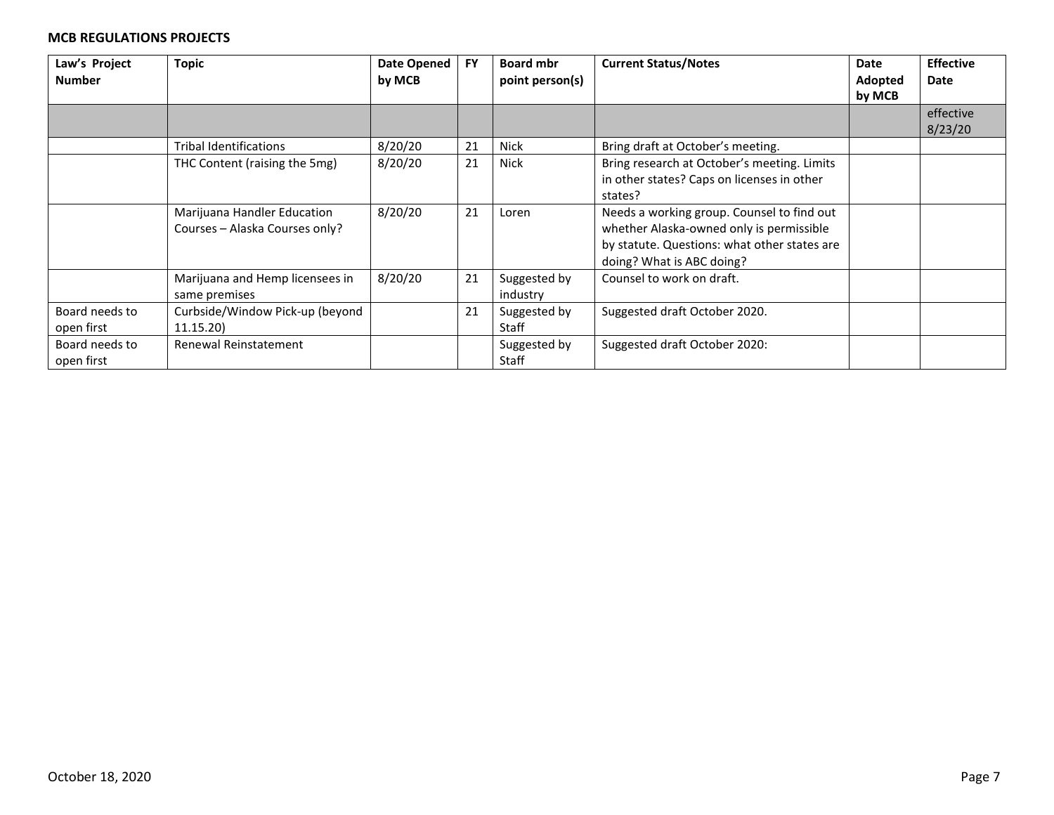**MCB REGULATIONS PROJECTS**

| Law's Project Number | Topic | Date Opened by MCB | FY | Board mbr point person(s) | Current Status/Notes | Date Adopted by MCB | Effective Date |
|---|---|---|---|---|---|---|---|
| | | | | | | | effective 8/23/20 |
| | Tribal Identifications | 8/20/20 | 21 | Nick | Bring draft at October's meeting. | | |
| | THC Content (raising the 5mg) | 8/20/20 | 21 | Nick | Bring research at October's meeting. Limits in other states? Caps on licenses in other states? | | |
| | Marijuana Handler Education Courses – Alaska Courses only? | 8/20/20 | 21 | Loren | Needs a working group. Counsel to find out whether Alaska-owned only is permissible by statute. Questions: what other states are doing? What is ABC doing? | | |
| | Marijuana and Hemp licensees in same premises | 8/20/20 | 21 | Suggested by industry | Counsel to work on draft. | | |
| Board needs to open first | Curbside/Window Pick-up (beyond 11.15.20) | | 21 | Suggested by Staff | Suggested draft October 2020. | | |
| Board needs to open first | Renewal Reinstatement | | | Suggested by Staff | Suggested draft October 2020: | | |